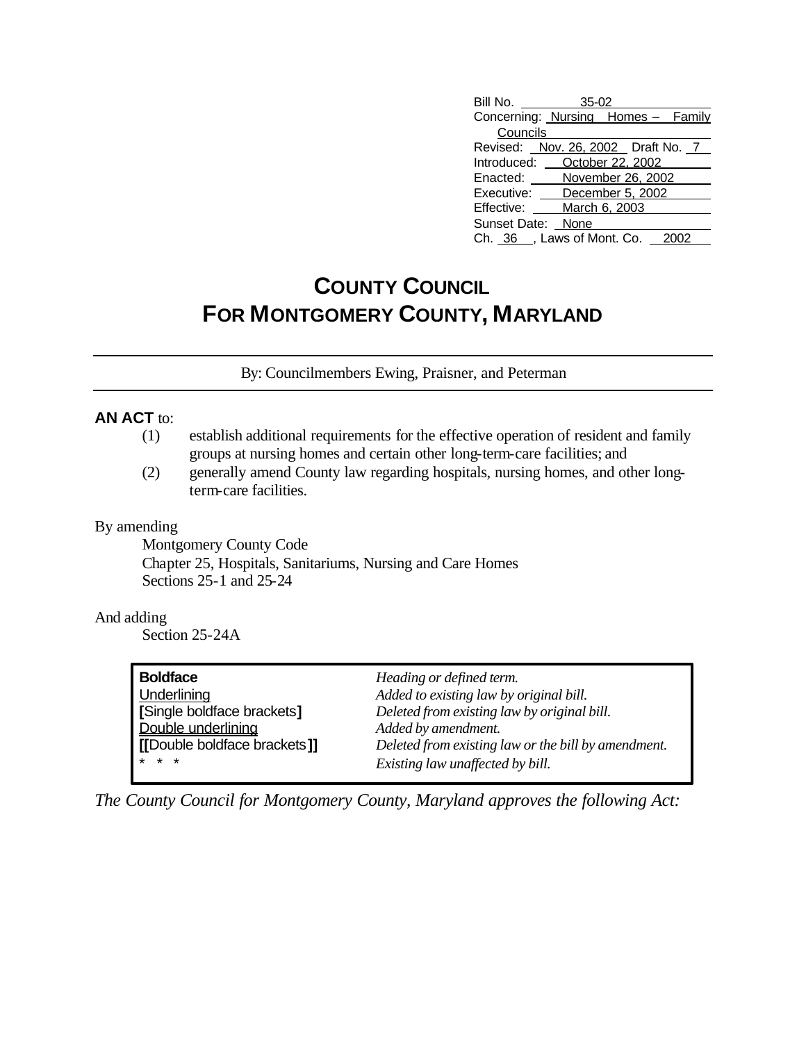| | |
|---|---|
| Bill No. | 35-02 |
| Concerning: | Nursing Homes – Family Councils |
| Revised: | Nov. 26, 2002 Draft No. 7 |
| Introduced: | October 22, 2002 |
| Enacted: | November 26, 2002 |
| Executive: | December 5, 2002 |
| Effective: | March 6, 2003 |
| Sunset Date: | None |
| Ch. 36, Laws of Mont. Co. | 2002 |

# COUNTY COUNCIL FOR MONTGOMERY COUNTY, MARYLAND

By: Councilmembers Ewing, Praisner, and Peterman

**AN ACT** to:

(1) establish additional requirements for the effective operation of resident and family groups at nursing homes and certain other long-term-care facilities; and

(2) generally amend County law regarding hospitals, nursing homes, and other long-term-care facilities.

By amending

Montgomery County Code
Chapter 25, Hospitals, Sanitariums, Nursing and Care Homes
Sections 25-1 and 25-24

And adding

Section 25-24A

| | |
|---|---|
| **Boldface** | *Heading or defined term.* |
| Underlining | *Added to existing law by original bill.* |
| **[**Single boldface brackets**]** | *Deleted from existing law by original bill.* |
| Double underlining | *Added by amendment.* |
| **[[**Double boldface brackets**]]** | *Deleted from existing law or the bill by amendment.* |
| * * * | *Existing law unaffected by bill.* |

*The County Council for Montgomery County, Maryland approves the following Act:*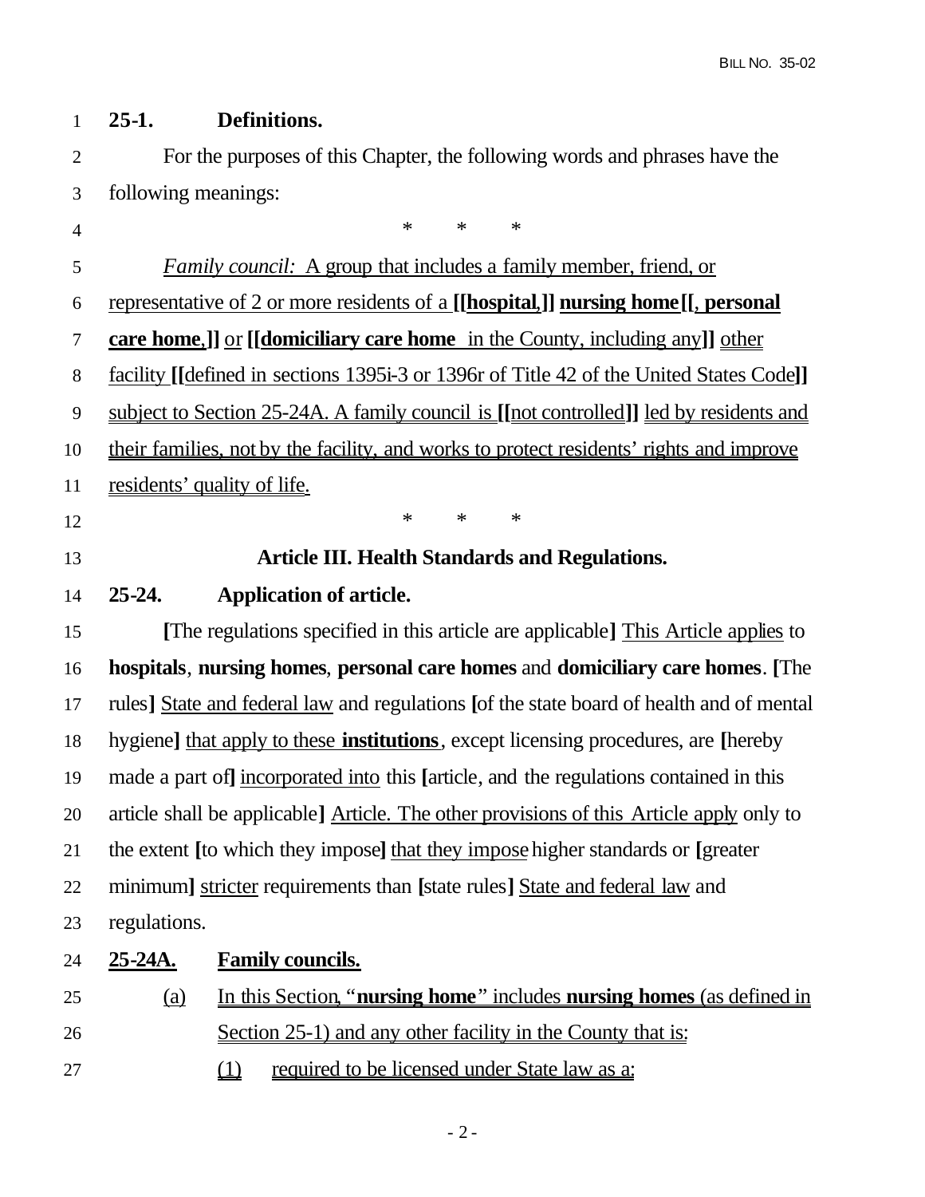**25-1. Definitions.**

For the purposes of this Chapter, the following words and phrases have the following meanings:

\* \* \*

*Family council:* A group that includes a family member, friend, or representative of 2 or more residents of a **[[hospital,]] nursing home[[, personal care home,]]** or **[[domiciliary care home in the County, including any]]** other facility **[[**defined in sections 1395i-3 or 1396r of Title 42 of the United States Code**]]** subject to Section 25-24A. A family council is **[[**not controlled**]]** led by residents and their families, not by the facility, and works to protect residents' rights and improve residents' quality of life.

\* \* \*

**Article III. Health Standards and Regulations.**

**25-24. Application of article.**

**[**The regulations specified in this article are applicable**]** This Article applies to **hospitals**, **nursing homes**, **personal care homes** and **domiciliary care homes**. **[**The rules**]** State and federal law and regulations **[**of the state board of health and of mental hygiene**]** that apply to these **institutions**, except licensing procedures, are **[**hereby made a part of**]** incorporated into this **[**article, and the regulations contained in this article shall be applicable**]** Article. The other provisions of this Article apply only to the extent **[**to which they impose**]** that they impose higher standards or **[**greater minimum**]** stricter requirements than **[**state rules**]** State and federal law and regulations.

**25-24A. Family councils.**

(a) In this Section, "**nursing home**" includes **nursing homes** (as defined in Section 25-1) and any other facility in the County that is:

(1) required to be licensed under State law as a: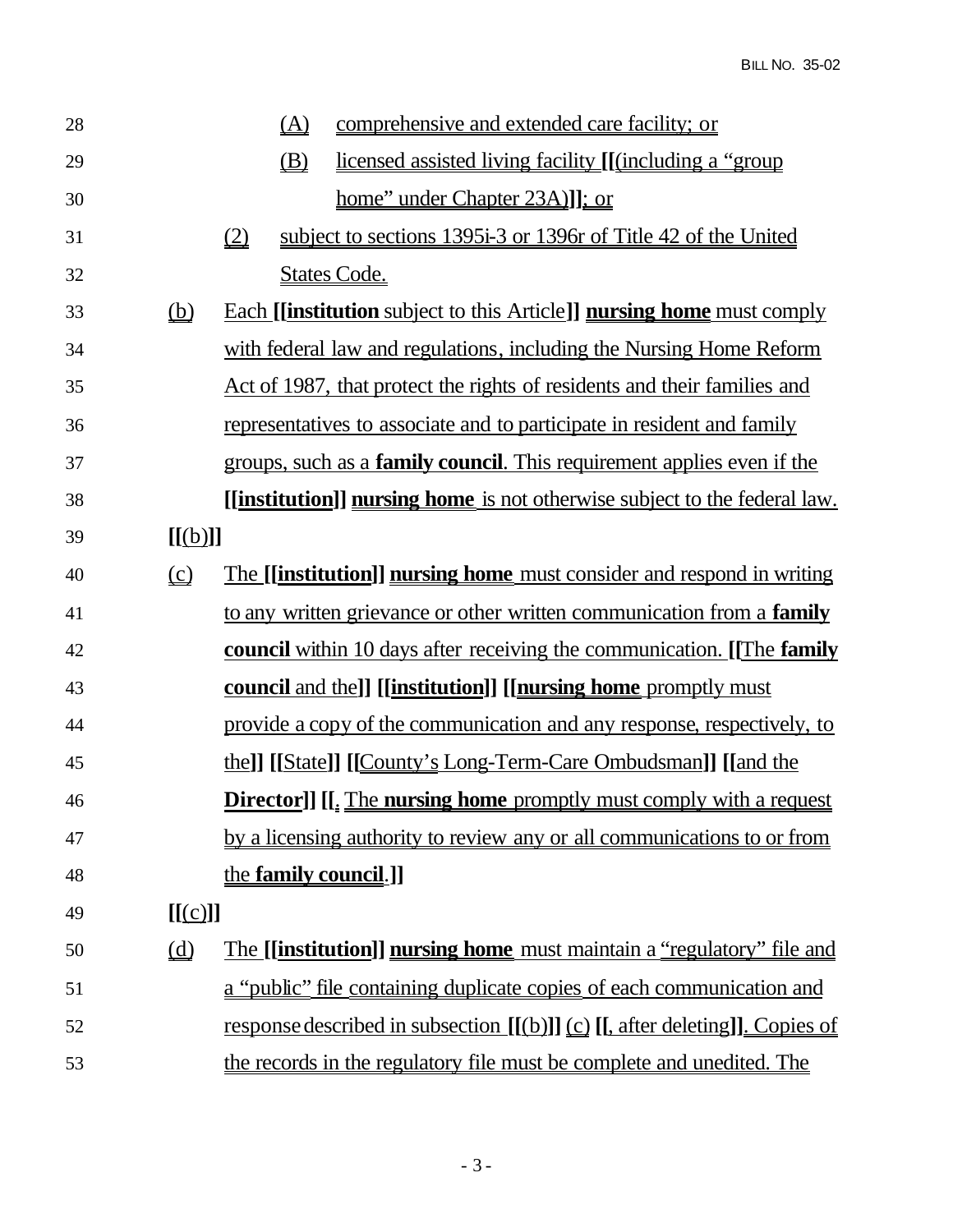28 (A) comprehensive and extended care facility; or

29 (B) licensed assisted living facility **[[**(including a "group

30 home" under Chapter 23A)**]]**; or

31 (2) subject to sections 1395i-3 or 1396r of Title 42 of the United

32 States Code.

33 (b) Each **[[institution** subject to this Article**]]** **nursing home** must comply

34 with federal law and regulations, including the Nursing Home Reform

35 Act of 1987, that protect the rights of residents and their families and

36 representatives to associate and to participate in resident and family

37 groups, such as a **family council**. This requirement applies even if the

38 **[[institution]]** **nursing home** is not otherwise subject to the federal law.

39 **[[**(b)**]]**

40 (c) The **[[institution]]** **nursing home** must consider and respond in writing

41 to any written grievance or other written communication from a **family**

42 **council** within 10 days after receiving the communication. **[[**The **family**

43 **council** and the**]]** **[[institution]]** **[[nursing home** promptly must

44 provide a copy of the communication and any response, respectively, to

45 the**]]** **[[**State**]]** **[[**County's Long-Term-Care Ombudsman**]]** **[[**and the

46 **Director]]** **[[**. The **nursing home** promptly must comply with a request

47 by a licensing authority to review any or all communications to or from

48 the **family council**.**]]**

49 **[[**(c)**]]**

50 (d) The **[[institution]]** **nursing home** must maintain a "regulatory" file and

51 a "public" file containing duplicate copies of each communication and

52 response described in subsection **[[**(b)**]]** (c) **[[**, after deleting**]]**. Copies of

53 the records in the regulatory file must be complete and unedited. The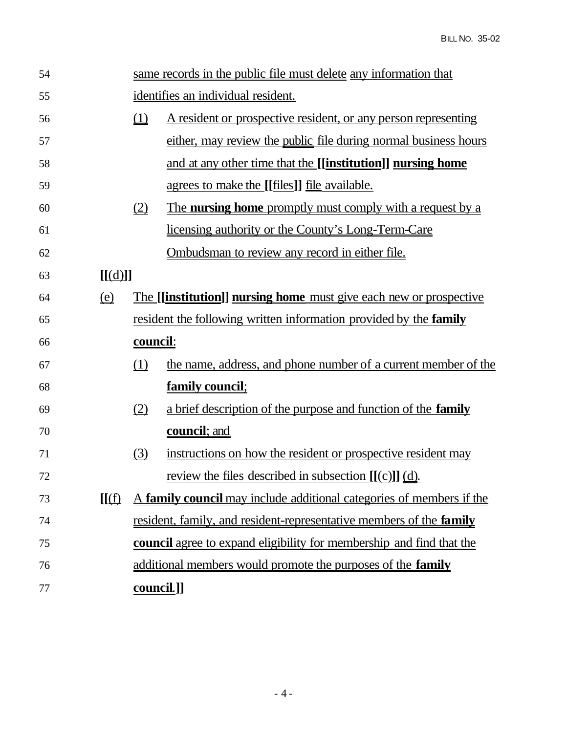54 same records in the public file must delete any information that

55 identifies an individual resident.

56 (1) A resident or prospective resident, or any person representing

57 either, may review the public file during normal business hours

58 and at any other time that the **[[institution]] nursing home**

59 agrees to make the **[[**files**]]** file available.

60 (2) The **nursing home** promptly must comply with a request by a

61 licensing authority or the County's Long-Term-Care

62 Ombudsman to review any record in either file.

63 **[[**(d)**]]**

64 (e) The **[[institution]] nursing home** must give each new or prospective

65 resident the following written information provided by the **family**

66 **council**:

67 (1) the name, address, and phone number of a current member of the

68 **family council**;

69 (2) a brief description of the purpose and function of the **family**

70 **council**; and

71 (3) instructions on how the resident or prospective resident may

72 review the files described in subsection **[[**(c)**]]** (d).

73 **[[**(f) A **family council** may include additional categories of members if the

74 resident, family, and resident-representative members of the **family**

75 **council** agree to expand eligibility for membership and find that the

76 additional members would promote the purposes of the **family**

77 **council**.**]]**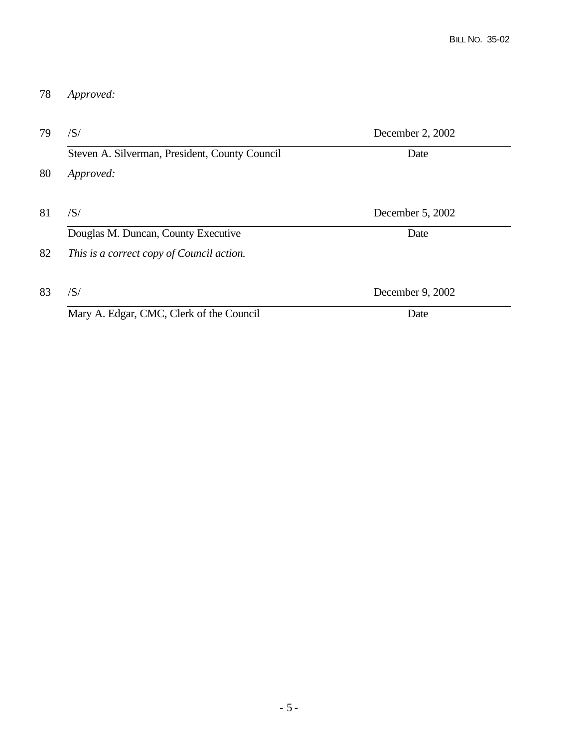78 *Approved:*

79 /S/ December 2, 2002

Steven A. Silverman, President, County Council Date

80 *Approved:*

81 /S/ December 5, 2002

Douglas M. Duncan, County Executive Date

82 *This is a correct copy of Council action.*

83 /S/ December 9, 2002

Mary A. Edgar, CMC, Clerk of the Council Date